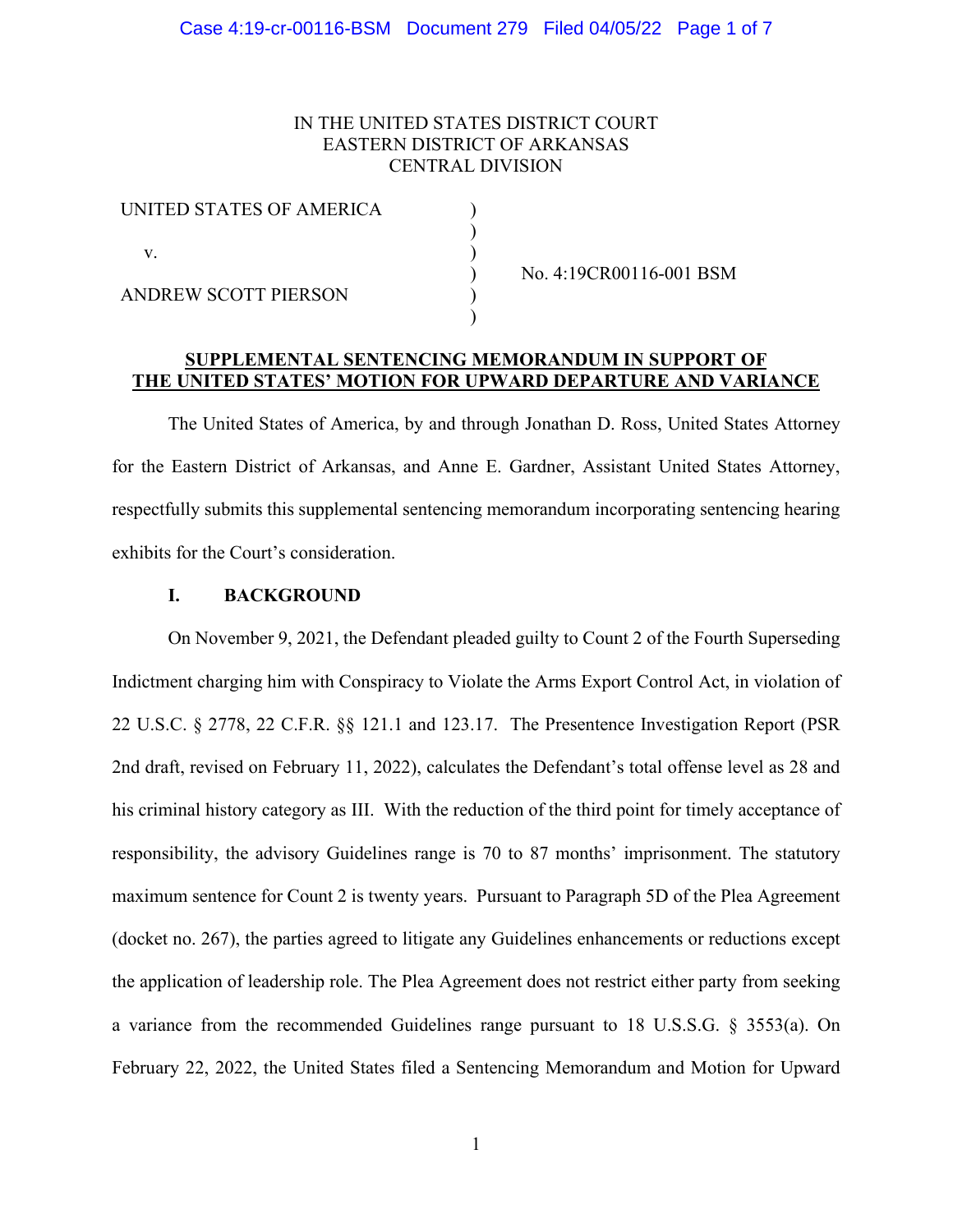IN THE UNITED STATES DISTRICT COURT
EASTERN DISTRICT OF ARKANSAS
CENTRAL DIVISION

| | | |
|---|---|---|
| UNITED STATES OF AMERICA | ) | |
| | ) | |
| v. | ) | |
| | ) | No. 4:19CR00116-001 BSM |
| ANDREW SCOTT PIERSON | ) | |
| | ) | |

**SUPPLEMENTAL SENTENCING MEMORANDUM IN SUPPORT OF THE UNITED STATES' MOTION FOR UPWARD DEPARTURE AND VARIANCE**

The United States of America, by and through Jonathan D. Ross, United States Attorney for the Eastern District of Arkansas, and Anne E. Gardner, Assistant United States Attorney, respectfully submits this supplemental sentencing memorandum incorporating sentencing hearing exhibits for the Court's consideration.

## I. BACKGROUND

On November 9, 2021, the Defendant pleaded guilty to Count 2 of the Fourth Superseding Indictment charging him with Conspiracy to Violate the Arms Export Control Act, in violation of 22 U.S.C. § 2778, 22 C.F.R. §§ 121.1 and 123.17. The Presentence Investigation Report (PSR 2nd draft, revised on February 11, 2022), calculates the Defendant's total offense level as 28 and his criminal history category as III. With the reduction of the third point for timely acceptance of responsibility, the advisory Guidelines range is 70 to 87 months' imprisonment. The statutory maximum sentence for Count 2 is twenty years. Pursuant to Paragraph 5D of the Plea Agreement (docket no. 267), the parties agreed to litigate any Guidelines enhancements or reductions except the application of leadership role. The Plea Agreement does not restrict either party from seeking a variance from the recommended Guidelines range pursuant to 18 U.S.S.G. § 3553(a). On February 22, 2022, the United States filed a Sentencing Memorandum and Motion for Upward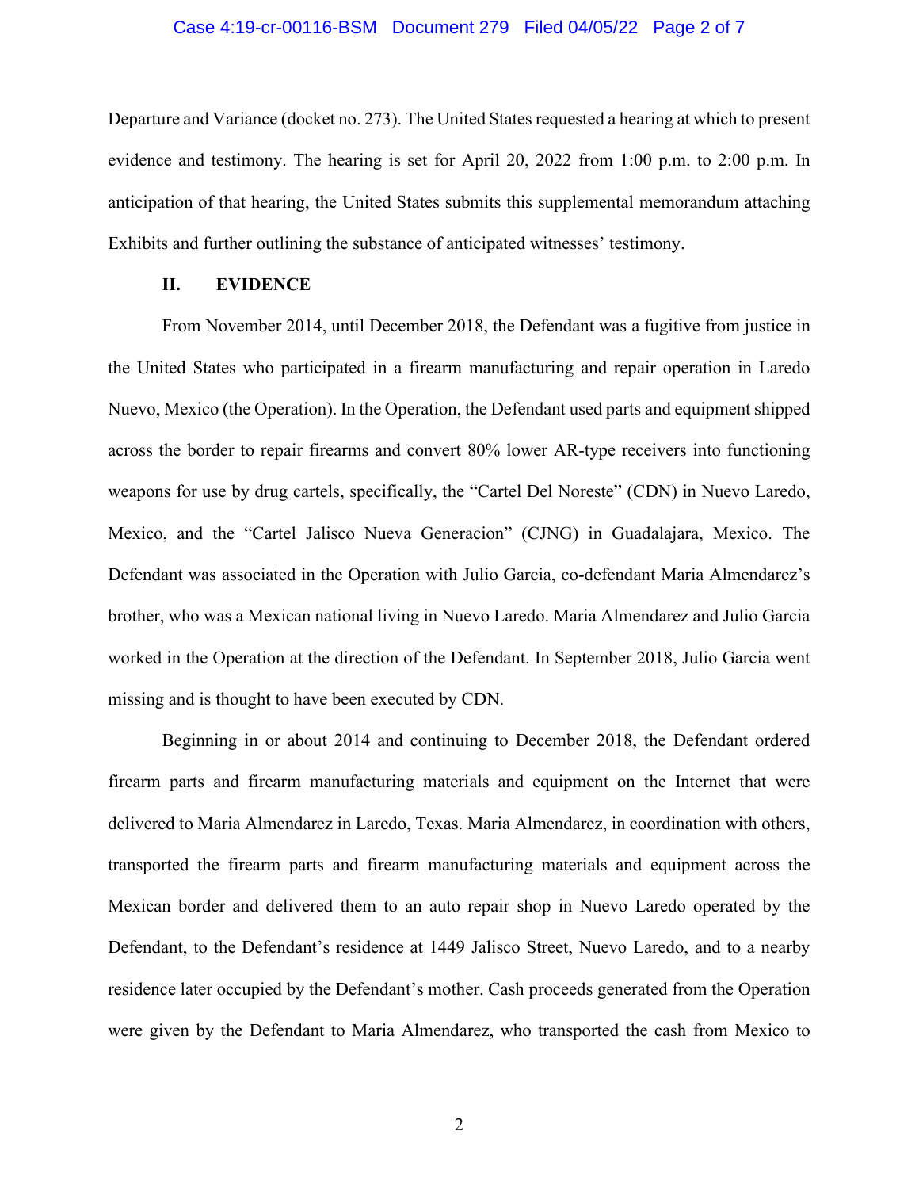Departure and Variance (docket no. 273). The United States requested a hearing at which to present evidence and testimony. The hearing is set for April 20, 2022 from 1:00 p.m. to 2:00 p.m. In anticipation of that hearing, the United States submits this supplemental memorandum attaching Exhibits and further outlining the substance of anticipated witnesses' testimony.

## II. EVIDENCE

From November 2014, until December 2018, the Defendant was a fugitive from justice in the United States who participated in a firearm manufacturing and repair operation in Laredo Nuevo, Mexico (the Operation). In the Operation, the Defendant used parts and equipment shipped across the border to repair firearms and convert 80% lower AR-type receivers into functioning weapons for use by drug cartels, specifically, the "Cartel Del Noreste" (CDN) in Nuevo Laredo, Mexico, and the "Cartel Jalisco Nueva Generacion" (CJNG) in Guadalajara, Mexico. The Defendant was associated in the Operation with Julio Garcia, co-defendant Maria Almendarez's brother, who was a Mexican national living in Nuevo Laredo. Maria Almendarez and Julio Garcia worked in the Operation at the direction of the Defendant. In September 2018, Julio Garcia went missing and is thought to have been executed by CDN.

Beginning in or about 2014 and continuing to December 2018, the Defendant ordered firearm parts and firearm manufacturing materials and equipment on the Internet that were delivered to Maria Almendarez in Laredo, Texas. Maria Almendarez, in coordination with others, transported the firearm parts and firearm manufacturing materials and equipment across the Mexican border and delivered them to an auto repair shop in Nuevo Laredo operated by the Defendant, to the Defendant's residence at 1449 Jalisco Street, Nuevo Laredo, and to a nearby residence later occupied by the Defendant's mother. Cash proceeds generated from the Operation were given by the Defendant to Maria Almendarez, who transported the cash from Mexico to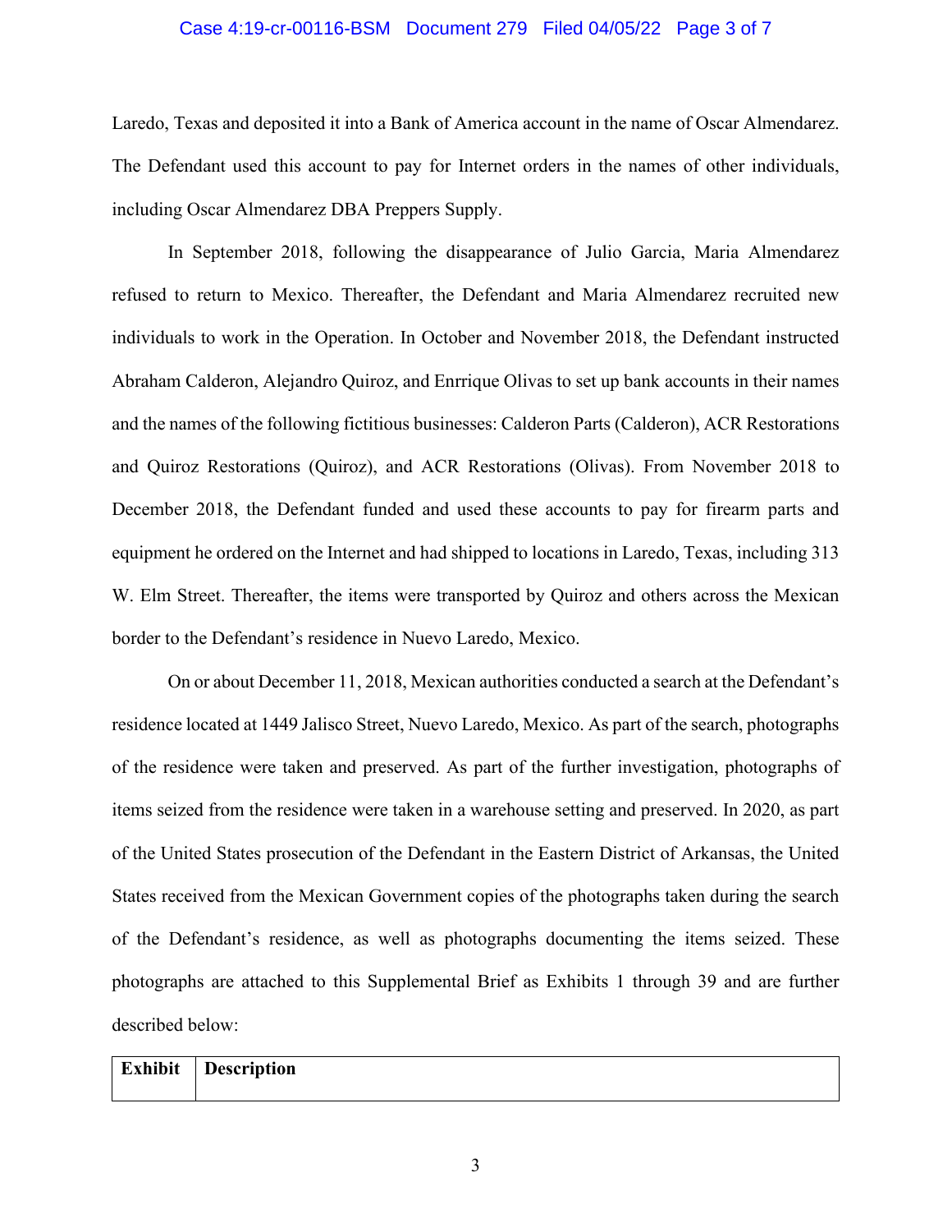Laredo, Texas and deposited it into a Bank of America account in the name of Oscar Almendarez. The Defendant used this account to pay for Internet orders in the names of other individuals, including Oscar Almendarez DBA Preppers Supply.

In September 2018, following the disappearance of Julio Garcia, Maria Almendarez refused to return to Mexico. Thereafter, the Defendant and Maria Almendarez recruited new individuals to work in the Operation. In October and November 2018, the Defendant instructed Abraham Calderon, Alejandro Quiroz, and Enrrique Olivas to set up bank accounts in their names and the names of the following fictitious businesses: Calderon Parts (Calderon), ACR Restorations and Quiroz Restorations (Quiroz), and ACR Restorations (Olivas). From November 2018 to December 2018, the Defendant funded and used these accounts to pay for firearm parts and equipment he ordered on the Internet and had shipped to locations in Laredo, Texas, including 313 W. Elm Street. Thereafter, the items were transported by Quiroz and others across the Mexican border to the Defendant's residence in Nuevo Laredo, Mexico.

On or about December 11, 2018, Mexican authorities conducted a search at the Defendant's residence located at 1449 Jalisco Street, Nuevo Laredo, Mexico. As part of the search, photographs of the residence were taken and preserved. As part of the further investigation, photographs of items seized from the residence were taken in a warehouse setting and preserved. In 2020, as part of the United States prosecution of the Defendant in the Eastern District of Arkansas, the United States received from the Mexican Government copies of the photographs taken during the search of the Defendant's residence, as well as photographs documenting the items seized. These photographs are attached to this Supplemental Brief as Exhibits 1 through 39 and are further described below:

| Exhibit | Description |
| --- | --- |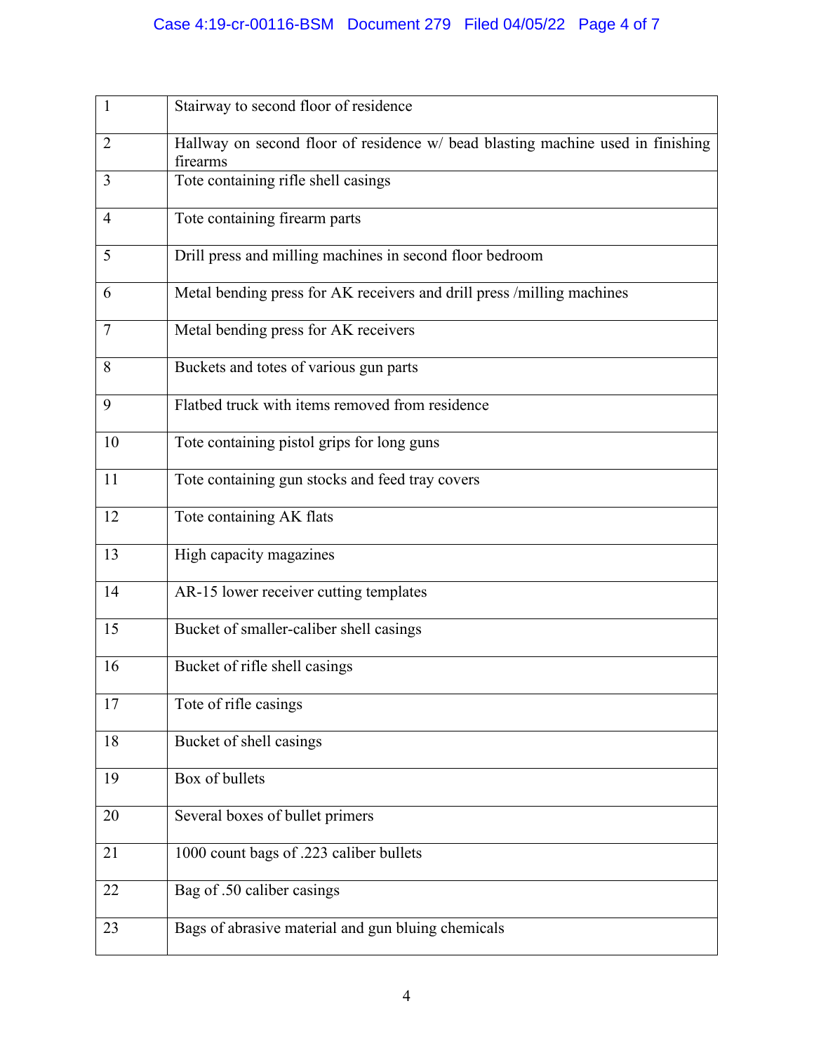| | |
|---|---|
| 1 | Stairway to second floor of residence |
| 2 | Hallway on second floor of residence w/ bead blasting machine used in finishing firearms |
| 3 | Tote containing rifle shell casings |
| 4 | Tote containing firearm parts |
| 5 | Drill press and milling machines in second floor bedroom |
| 6 | Metal bending press for AK receivers and drill press /milling machines |
| 7 | Metal bending press for AK receivers |
| 8 | Buckets and totes of various gun parts |
| 9 | Flatbed truck with items removed from residence |
| 10 | Tote containing pistol grips for long guns |
| 11 | Tote containing gun stocks and feed tray covers |
| 12 | Tote containing AK flats |
| 13 | High capacity magazines |
| 14 | AR-15 lower receiver cutting templates |
| 15 | Bucket of smaller-caliber shell casings |
| 16 | Bucket of rifle shell casings |
| 17 | Tote of rifle casings |
| 18 | Bucket of shell casings |
| 19 | Box of bullets |
| 20 | Several boxes of bullet primers |
| 21 | 1000 count bags of .223 caliber bullets |
| 22 | Bag of .50 caliber casings |
| 23 | Bags of abrasive material and gun bluing chemicals |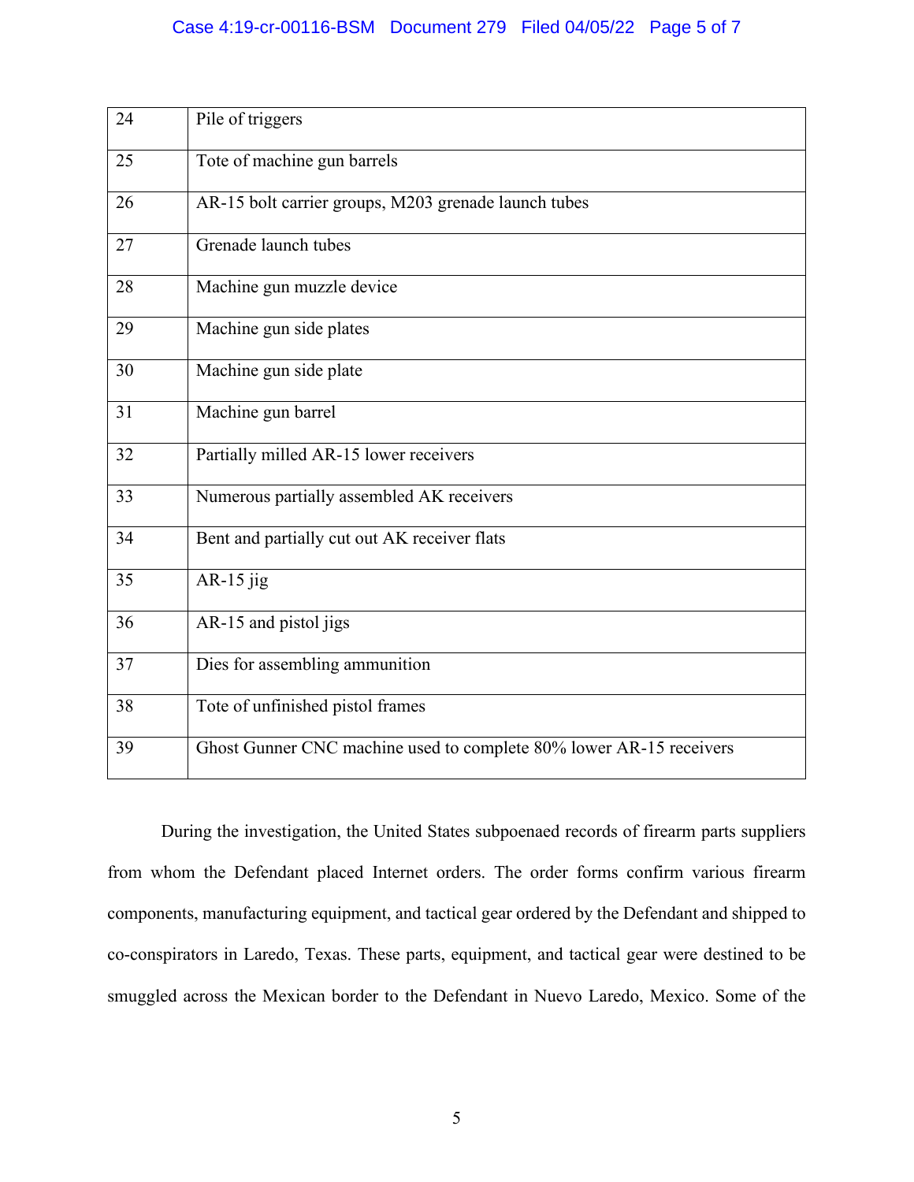| | |
|---|---|
| 24 | Pile of triggers |
| 25 | Tote of machine gun barrels |
| 26 | AR-15 bolt carrier groups, M203 grenade launch tubes |
| 27 | Grenade launch tubes |
| 28 | Machine gun muzzle device |
| 29 | Machine gun side plates |
| 30 | Machine gun side plate |
| 31 | Machine gun barrel |
| 32 | Partially milled AR-15 lower receivers |
| 33 | Numerous partially assembled AK receivers |
| 34 | Bent and partially cut out AK receiver flats |
| 35 | AR-15 jig |
| 36 | AR-15 and pistol jigs |
| 37 | Dies for assembling ammunition |
| 38 | Tote of unfinished pistol frames |
| 39 | Ghost Gunner CNC machine used to complete 80% lower AR-15 receivers |

During the investigation, the United States subpoenaed records of firearm parts suppliers from whom the Defendant placed Internet orders. The order forms confirm various firearm components, manufacturing equipment, and tactical gear ordered by the Defendant and shipped to co-conspirators in Laredo, Texas. These parts, equipment, and tactical gear were destined to be smuggled across the Mexican border to the Defendant in Nuevo Laredo, Mexico. Some of the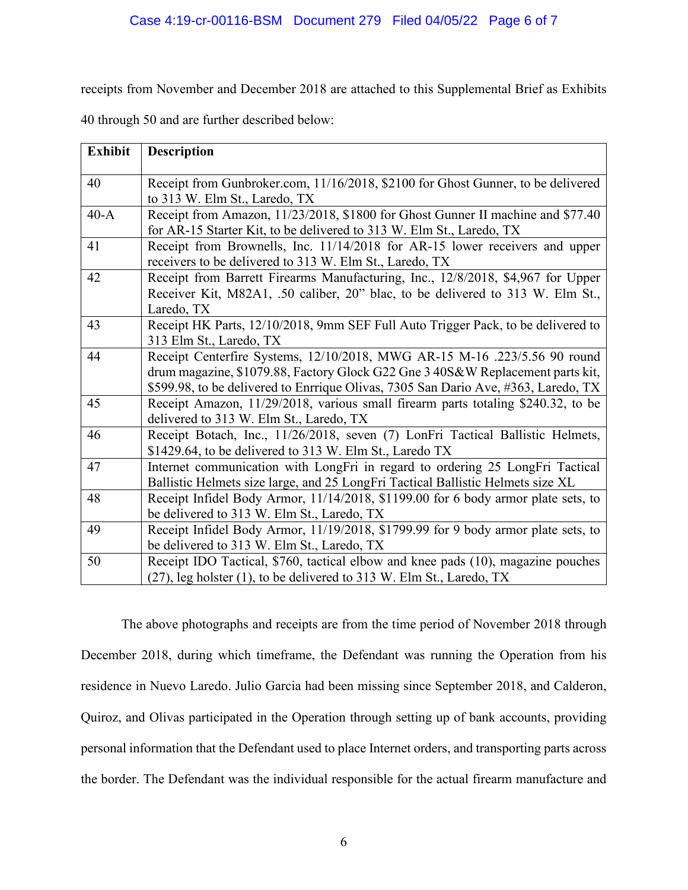receipts from November and December 2018 are attached to this Supplemental Brief as Exhibits 40 through 50 and are further described below:

| Exhibit | Description |
|---|---|
| 40 | Receipt from Gunbroker.com, 11/16/2018, $2100 for Ghost Gunner, to be delivered to 313 W. Elm St., Laredo, TX |
| 40-A | Receipt from Amazon, 11/23/2018, $1800 for Ghost Gunner II machine and $77.40 for AR-15 Starter Kit, to be delivered to 313 W. Elm St., Laredo, TX |
| 41 | Receipt from Brownells, Inc. 11/14/2018 for AR-15 lower receivers and upper receivers to be delivered to 313 W. Elm St., Laredo, TX |
| 42 | Receipt from Barrett Firearms Manufacturing, Inc., 12/8/2018, $4,967 for Upper Receiver Kit, M82A1, .50 caliber, 20" blac, to be delivered to 313 W. Elm St., Laredo, TX |
| 43 | Receipt HK Parts, 12/10/2018, 9mm SEF Full Auto Trigger Pack, to be delivered to 313 Elm St., Laredo, TX |
| 44 | Receipt Centerfire Systems, 12/10/2018, MWG AR-15 M-16 .223/5.56 90 round drum magazine, $1079.88, Factory Glock G22 Gne 3 40S&W Replacement parts kit, $599.98, to be delivered to Enrrique Olivas, 7305 San Dario Ave, #363, Laredo, TX |
| 45 | Receipt Amazon, 11/29/2018, various small firearm parts totaling $240.32, to be delivered to 313 W. Elm St., Laredo, TX |
| 46 | Receipt Botach, Inc., 11/26/2018, seven (7) LonFri Tactical Ballistic Helmets, $1429.64, to be delivered to 313 W. Elm St., Laredo TX |
| 47 | Internet communication with LongFri in regard to ordering 25 LongFri Tactical Ballistic Helmets size large, and 25 LongFri Tactical Ballistic Helmets size XL |
| 48 | Receipt Infidel Body Armor, 11/14/2018, $1199.00 for 6 body armor plate sets, to be delivered to 313 W. Elm St., Laredo, TX |
| 49 | Receipt Infidel Body Armor, 11/19/2018, $1799.99 for 9 body armor plate sets, to be delivered to 313 W. Elm St., Laredo, TX |
| 50 | Receipt IDO Tactical, $760, tactical elbow and knee pads (10), magazine pouches (27), leg holster (1), to be delivered to 313 W. Elm St., Laredo, TX |

The above photographs and receipts are from the time period of November 2018 through December 2018, during which timeframe, the Defendant was running the Operation from his residence in Nuevo Laredo. Julio Garcia had been missing since September 2018, and Calderon, Quiroz, and Olivas participated in the Operation through setting up of bank accounts, providing personal information that the Defendant used to place Internet orders, and transporting parts across the border. The Defendant was the individual responsible for the actual firearm manufacture and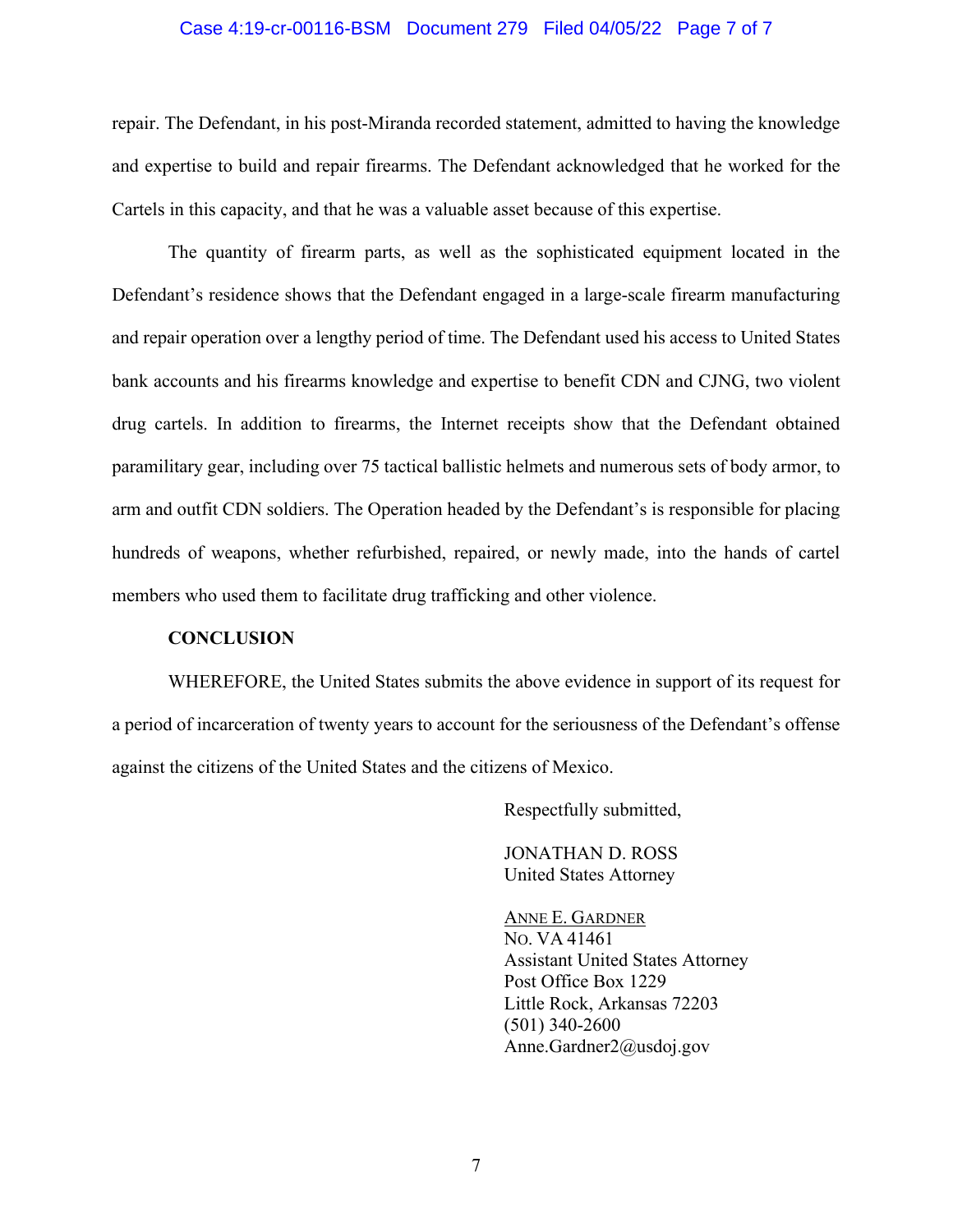repair. The Defendant, in his post-Miranda recorded statement, admitted to having the knowledge and expertise to build and repair firearms. The Defendant acknowledged that he worked for the Cartels in this capacity, and that he was a valuable asset because of this expertise.

The quantity of firearm parts, as well as the sophisticated equipment located in the Defendant's residence shows that the Defendant engaged in a large-scale firearm manufacturing and repair operation over a lengthy period of time. The Defendant used his access to United States bank accounts and his firearms knowledge and expertise to benefit CDN and CJNG, two violent drug cartels. In addition to firearms, the Internet receipts show that the Defendant obtained paramilitary gear, including over 75 tactical ballistic helmets and numerous sets of body armor, to arm and outfit CDN soldiers. The Operation headed by the Defendant's is responsible for placing hundreds of weapons, whether refurbished, repaired, or newly made, into the hands of cartel members who used them to facilitate drug trafficking and other violence.

**CONCLUSION**

WHEREFORE, the United States submits the above evidence in support of its request for a period of incarceration of twenty years to account for the seriousness of the Defendant's offense against the citizens of the United States and the citizens of Mexico.

Respectfully submitted,

JONATHAN D. ROSS
United States Attorney

ANNE E. GARDNER
NO. VA 41461
Assistant United States Attorney
Post Office Box 1229
Little Rock, Arkansas 72203
(501) 340-2600
Anne.Gardner2@usdoj.gov